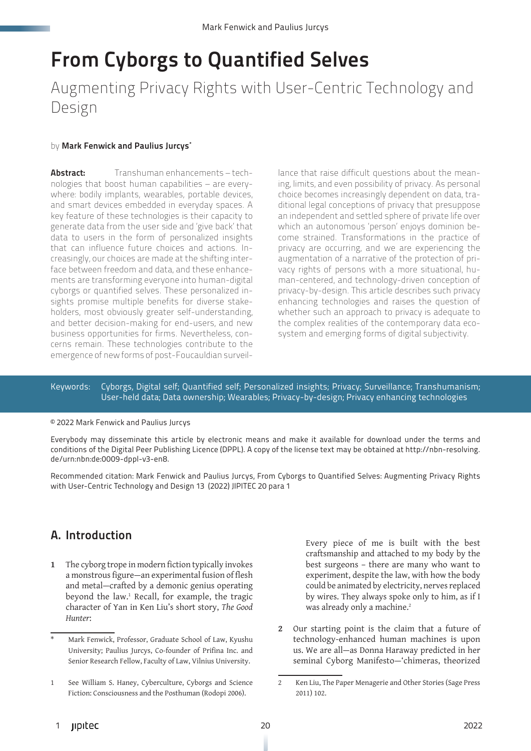# From Cyborgs to Quantified Selves

## Augmenting Privacy Rights with User-Centric Technology and Design

by **Mark Fenwick and Paulius Jurcys**[*]

**Abstract:** Transhuman enhancements – technologies that boost human capabilities – are everywhere: bodily implants, wearables, portable devices, and smart devices embedded in everyday spaces. A key feature of these technologies is their capacity to generate data from the user side and 'give back' that data to users in the form of personalized insights that can influence future choices and actions. Increasingly, our choices are made at the shifting interface between freedom and data, and these enhancements are transforming everyone into human-digital cyborgs or quantified selves. These personalized insights promise multiple benefits for diverse stakeholders, most obviously greater self-understanding, and better decision-making for end-users, and new business opportunities for firms. Nevertheless, concerns remain. These technologies contribute to the emergence of new forms of post-Foucauldian surveillance that raise difficult questions about the meaning, limits, and even possibility of privacy. As personal choice becomes increasingly dependent on data, traditional legal conceptions of privacy that presuppose an independent and settled sphere of private life over which an autonomous 'person' enjoys dominion become strained. Transformations in the practice of privacy are occurring, and we are experiencing the augmentation of a narrative of the protection of privacy rights of persons with a more situational, human-centered, and technology-driven conception of privacy-by-design. This article describes such privacy enhancing technologies and raises the question of whether such an approach to privacy is adequate to the complex realities of the contemporary data ecosystem and emerging forms of digital subjectivity.

Keywords: Cyborgs, Digital self; Quantified self; Personalized insights; Privacy; Surveillance; Transhumanism; User-held data; Data ownership; Wearables; Privacy-by-design; Privacy enhancing technologies

© 2022 Mark Fenwick and Paulius Jurcys

Everybody may disseminate this article by electronic means and make it available for download under the terms and conditions of the Digital Peer Publishing Licence (DPPL). A copy of the license text may be obtained at http://nbn-resolving.de/urn:nbn:de:0009-dppl-v3-en8.

Recommended citation: Mark Fenwick and Paulius Jurcys, From Cyborgs to Quantified Selves: Augmenting Privacy Rights with User-Centric Technology and Design 13 (2022) JIPITEC 20 para 1

## A. Introduction

**1** The cyborg trope in modern fiction typically invokes a monstrous figure—an experimental fusion of flesh and metal—crafted by a demonic genius operating beyond the law.[1] Recall, for example, the tragic character of Yan in Ken Liu's short story, *The Good Hunter*:

> Every piece of me is built with the best craftsmanship and attached to my body by the best surgeons – there are many who want to experiment, despite the law, with how the body could be animated by electricity, nerves replaced by wires. They always spoke only to him, as if I was already only a machine.[2]

**2** Our starting point is the claim that a future of technology-enhanced human machines is upon us. We are all—as Donna Haraway predicted in her seminal Cyborg Manifesto—'chimeras, theorized

---

[*] Mark Fenwick, Professor, Graduate School of Law, Kyushu University; Paulius Jurcys, Co-founder of Prifina Inc. and Senior Research Fellow, Faculty of Law, Vilnius University.

[1] See William S. Haney, Cyberculture, Cyborgs and Science Fiction: Consciousness and the Posthuman (Rodopi 2006).

[2] Ken Liu, The Paper Menagerie and Other Stories (Sage Press 2011) 102.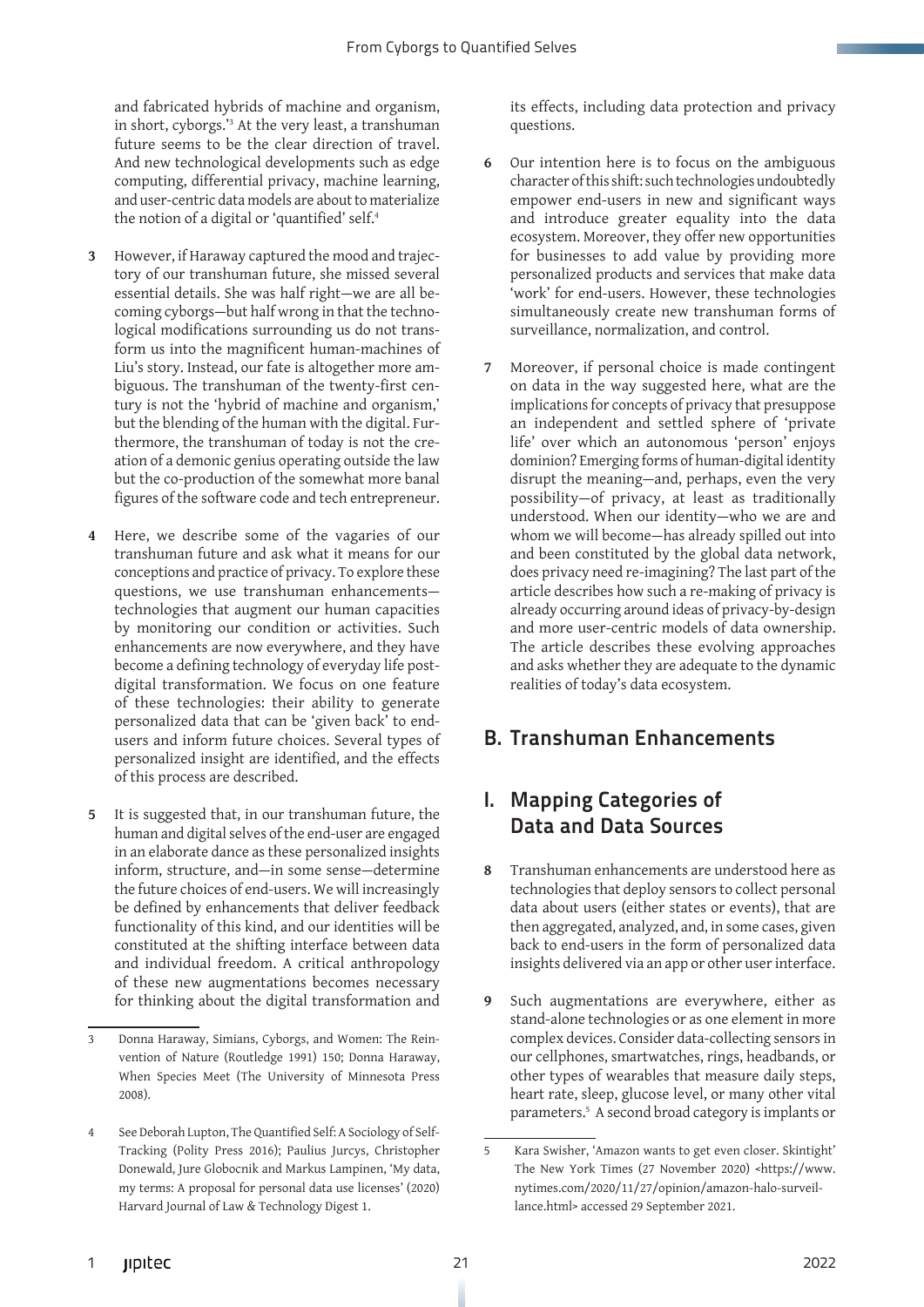and fabricated hybrids of machine and organism, in short, cyborgs.'[3] At the very least, a transhuman future seems to be the clear direction of travel. And new technological developments such as edge computing, differential privacy, machine learning, and user-centric data models are about to materialize the notion of a digital or 'quantified' self.[4]

**3** However, if Haraway captured the mood and trajectory of our transhuman future, she missed several essential details. She was half right—we are all becoming cyborgs—but half wrong in that the technological modifications surrounding us do not transform us into the magnificent human-machines of Liu's story. Instead, our fate is altogether more ambiguous. The transhuman of the twenty-first century is not the 'hybrid of machine and organism,' but the blending of the human with the digital. Furthermore, the transhuman of today is not the creation of a demonic genius operating outside the law but the co-production of the somewhat more banal figures of the software code and tech entrepreneur.

**4** Here, we describe some of the vagaries of our transhuman future and ask what it means for our conceptions and practice of privacy. To explore these questions, we use transhuman enhancements—technologies that augment our human capacities by monitoring our condition or activities. Such enhancements are now everywhere, and they have become a defining technology of everyday life post-digital transformation. We focus on one feature of these technologies: their ability to generate personalized data that can be 'given back' to end-users and inform future choices. Several types of personalized insight are identified, and the effects of this process are described.

**5** It is suggested that, in our transhuman future, the human and digital selves of the end-user are engaged in an elaborate dance as these personalized insights inform, structure, and—in some sense—determine the future choices of end-users. We will increasingly be defined by enhancements that deliver feedback functionality of this kind, and our identities will be constituted at the shifting interface between data and individual freedom. A critical anthropology of these new augmentations becomes necessary for thinking about the digital transformation and its effects, including data protection and privacy questions.

**6** Our intention here is to focus on the ambiguous character of this shift: such technologies undoubtedly empower end-users in new and significant ways and introduce greater equality into the data ecosystem. Moreover, they offer new opportunities for businesses to add value by providing more personalized products and services that make data 'work' for end-users. However, these technologies simultaneously create new transhuman forms of surveillance, normalization, and control.

**7** Moreover, if personal choice is made contingent on data in the way suggested here, what are the implications for concepts of privacy that presuppose an independent and settled sphere of 'private life' over which an autonomous 'person' enjoys dominion? Emerging forms of human-digital identity disrupt the meaning—and, perhaps, even the very possibility—of privacy, at least as traditionally understood. When our identity—who we are and whom we will become—has already spilled out into and been constituted by the global data network, does privacy need re-imagining? The last part of the article describes how such a re-making of privacy is already occurring around ideas of privacy-by-design and more user-centric models of data ownership. The article describes these evolving approaches and asks whether they are adequate to the dynamic realities of today's data ecosystem.

## B. Transhuman Enhancements

### I. Mapping Categories of Data and Data Sources

**8** Transhuman enhancements are understood here as technologies that deploy sensors to collect personal data about users (either states or events), that are then aggregated, analyzed, and, in some cases, given back to end-users in the form of personalized data insights delivered via an app or other user interface.

**9** Such augmentations are everywhere, either as stand-alone technologies or as one element in more complex devices. Consider data-collecting sensors in our cellphones, smartwatches, rings, headbands, or other types of wearables that measure daily steps, heart rate, sleep, glucose level, or many other vital parameters.[5] A second broad category is implants or

---

[3] Donna Haraway, Simians, Cyborgs, and Women: The Reinvention of Nature (Routledge 1991) 150; Donna Haraway, When Species Meet (The University of Minnesota Press 2008).

[4] See Deborah Lupton, The Quantified Self: A Sociology of Self-Tracking (Polity Press 2016); Paulius Jurcys, Christopher Donewald, Jure Globocnik and Markus Lampinen, 'My data, my terms: A proposal for personal data use licenses' (2020) Harvard Journal of Law & Technology Digest 1.

[5] Kara Swisher, 'Amazon wants to get even closer. Skintight' The New York Times (27 November 2020) <https://www.nytimes.com/2020/11/27/opinion/amazon-halo-surveillance.html> accessed 29 September 2021.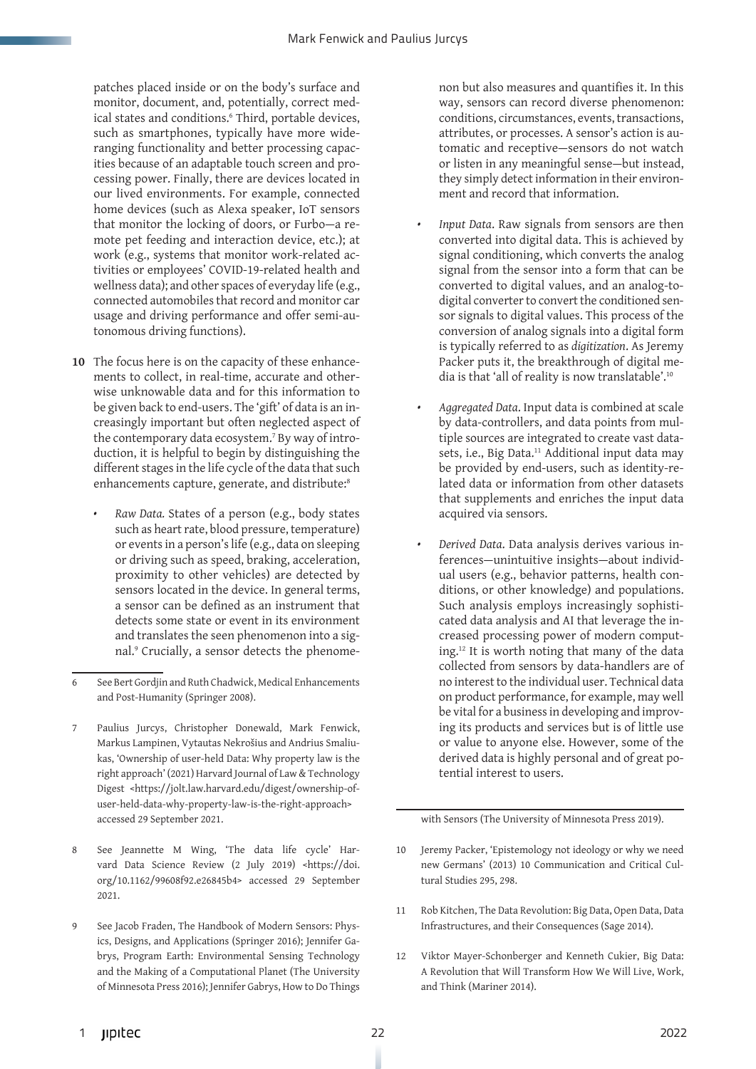patches placed inside or on the body's surface and monitor, document, and, potentially, correct medical states and conditions.[6] Third, portable devices, such as smartphones, typically have more wide-ranging functionality and better processing capacities because of an adaptable touch screen and processing power. Finally, there are devices located in our lived environments. For example, connected home devices (such as Alexa speaker, IoT sensors that monitor the locking of doors, or Furbo—a remote pet feeding and interaction device, etc.); at work (e.g., systems that monitor work-related activities or employees' COVID-19-related health and wellness data); and other spaces of everyday life (e.g., connected automobiles that record and monitor car usage and driving performance and offer semi-autonomous driving functions).

**10** The focus here is on the capacity of these enhancements to collect, in real-time, accurate and otherwise unknowable data and for this information to be given back to end-users. The 'gift' of data is an increasingly important but often neglected aspect of the contemporary data ecosystem.[7] By way of introduction, it is helpful to begin by distinguishing the different stages in the life cycle of the data that such enhancements capture, generate, and distribute:[8]

- *Raw Data.* States of a person (e.g., body states such as heart rate, blood pressure, temperature) or events in a person's life (e.g., data on sleeping or driving such as speed, braking, acceleration, proximity to other vehicles) are detected by sensors located in the device. In general terms, a sensor can be defined as an instrument that detects some state or event in its environment and translates the seen phenomenon into a signal.[9] Crucially, a sensor detects the phenomenon but also measures and quantifies it. In this way, sensors can record diverse phenomenon: conditions, circumstances, events, transactions, attributes, or processes. A sensor's action is automatic and receptive—sensors do not watch or listen in any meaningful sense—but instead, they simply detect information in their environment and record that information.

- *Input Data*. Raw signals from sensors are then converted into digital data. This is achieved by signal conditioning, which converts the analog signal from the sensor into a form that can be converted to digital values, and an analog-to-digital converter to convert the conditioned sensor signals to digital values. This process of the conversion of analog signals into a digital form is typically referred to as *digitization*. As Jeremy Packer puts it, the breakthrough of digital media is that 'all of reality is now translatable'.[10]

- *Aggregated Data*. Input data is combined at scale by data-controllers, and data points from multiple sources are integrated to create vast datasets, i.e., Big Data.[11] Additional input data may be provided by end-users, such as identity-related data or information from other datasets that supplements and enriches the input data acquired via sensors.

- *Derived Data*. Data analysis derives various inferences—unintuitive insights—about individual users (e.g., behavior patterns, health conditions, or other knowledge) and populations. Such analysis employs increasingly sophisticated data analysis and AI that leverage the increased processing power of modern computing.[12] It is worth noting that many of the data collected from sensors by data-handlers are of no interest to the individual user. Technical data on product performance, for example, may well be vital for a business in developing and improving its products and services but is of little use or value to anyone else. However, some of the derived data is highly personal and of great potential interest to users.

---

6 See Bert Gordjin and Ruth Chadwick, Medical Enhancements and Post-Humanity (Springer 2008).

7 Paulius Jurcys, Christopher Donewald, Mark Fenwick, Markus Lampinen, Vytautas Nekrošius and Andrius Smaliukas, 'Ownership of user-held Data: Why property law is the right approach' (2021) Harvard Journal of Law & Technology Digest <https://jolt.law.harvard.edu/digest/ownership-of-user-held-data-why-property-law-is-the-right-approach> accessed 29 September 2021.

8 See Jeannette M Wing, 'The data life cycle' Harvard Data Science Review (2 July 2019) <https://doi.org/10.1162/99608f92.e26845b4> accessed 29 September 2021.

9 See Jacob Fraden, The Handbook of Modern Sensors: Physics, Designs, and Applications (Springer 2016); Jennifer Gabrys, Program Earth: Environmental Sensing Technology and the Making of a Computational Planet (The University of Minnesota Press 2016); Jennifer Gabrys, How to Do Things with Sensors (The University of Minnesota Press 2019).

10 Jeremy Packer, 'Epistemology not ideology or why we need new Germans' (2013) 10 Communication and Critical Cultural Studies 295, 298.

11 Rob Kitchen, The Data Revolution: Big Data, Open Data, Data Infrastructures, and their Consequences (Sage 2014).

12 Viktor Mayer-Schonberger and Kenneth Cukier, Big Data: A Revolution that Will Transform How We Will Live, Work, and Think (Mariner 2014).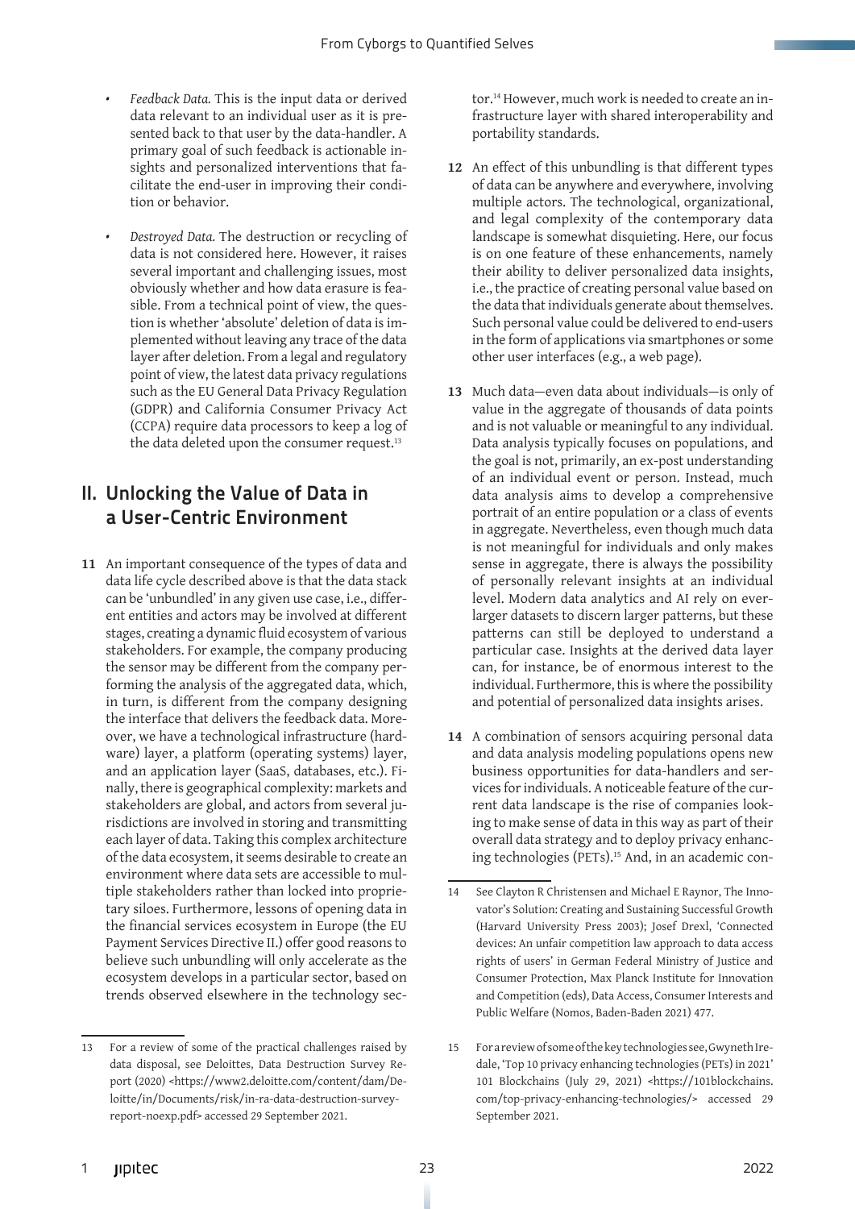- *Feedback Data.* This is the input data or derived data relevant to an individual user as it is presented back to that user by the data-handler. A primary goal of such feedback is actionable insights and personalized interventions that facilitate the end-user in improving their condition or behavior.
- *Destroyed Data.* The destruction or recycling of data is not considered here. However, it raises several important and challenging issues, most obviously whether and how data erasure is feasible. From a technical point of view, the question is whether 'absolute' deletion of data is implemented without leaving any trace of the data layer after deletion. From a legal and regulatory point of view, the latest data privacy regulations such as the EU General Data Privacy Regulation (GDPR) and California Consumer Privacy Act (CCPA) require data processors to keep a log of the data deleted upon the consumer request.[13]

## II. Unlocking the Value of Data in a User-Centric Environment

**11** An important consequence of the types of data and data life cycle described above is that the data stack can be 'unbundled' in any given use case, i.e., different entities and actors may be involved at different stages, creating a dynamic fluid ecosystem of various stakeholders. For example, the company producing the sensor may be different from the company performing the analysis of the aggregated data, which, in turn, is different from the company designing the interface that delivers the feedback data. Moreover, we have a technological infrastructure (hardware) layer, a platform (operating systems) layer, and an application layer (SaaS, databases, etc.). Finally, there is geographical complexity: markets and stakeholders are global, and actors from several jurisdictions are involved in storing and transmitting each layer of data. Taking this complex architecture of the data ecosystem, it seems desirable to create an environment where data sets are accessible to multiple stakeholders rather than locked into proprietary siloes. Furthermore, lessons of opening data in the financial services ecosystem in Europe (the EU Payment Services Directive II.) offer good reasons to believe such unbundling will only accelerate as the ecosystem develops in a particular sector, based on trends observed elsewhere in the technology sector.[14] However, much work is needed to create an infrastructure layer with shared interoperability and portability standards.

**12** An effect of this unbundling is that different types of data can be anywhere and everywhere, involving multiple actors. The technological, organizational, and legal complexity of the contemporary data landscape is somewhat disquieting. Here, our focus is on one feature of these enhancements, namely their ability to deliver personalized data insights, i.e., the practice of creating personal value based on the data that individuals generate about themselves. Such personal value could be delivered to end-users in the form of applications via smartphones or some other user interfaces (e.g., a web page).

**13** Much data—even data about individuals—is only of value in the aggregate of thousands of data points and is not valuable or meaningful to any individual. Data analysis typically focuses on populations, and the goal is not, primarily, an ex-post understanding of an individual event or person. Instead, much data analysis aims to develop a comprehensive portrait of an entire population or a class of events in aggregate. Nevertheless, even though much data is not meaningful for individuals and only makes sense in aggregate, there is always the possibility of personally relevant insights at an individual level. Modern data analytics and AI rely on ever-larger datasets to discern larger patterns, but these patterns can still be deployed to understand a particular case. Insights at the derived data layer can, for instance, be of enormous interest to the individual. Furthermore, this is where the possibility and potential of personalized data insights arises.

**14** A combination of sensors acquiring personal data and data analysis modeling populations opens new business opportunities for data-handlers and services for individuals. A noticeable feature of the current data landscape is the rise of companies looking to make sense of data in this way as part of their overall data strategy and to deploy privacy enhancing technologies (PETs).[15] And, in an academic con-

---

13 For a review of some of the practical challenges raised by data disposal, see Deloittes, Data Destruction Survey Report (2020) <https://www2.deloitte.com/content/dam/Deloitte/in/Documents/risk/in-ra-data-destruction-survey-report-noexp.pdf> accessed 29 September 2021.

14 See Clayton R Christensen and Michael E Raynor, The Innovator's Solution: Creating and Sustaining Successful Growth (Harvard University Press 2003); Josef Drexl, 'Connected devices: An unfair competition law approach to data access rights of users' in German Federal Ministry of Justice and Consumer Protection, Max Planck Institute for Innovation and Competition (eds), Data Access, Consumer Interests and Public Welfare (Nomos, Baden-Baden 2021) 477.

15 For a review of some of the key technologies see, Gwyneth Iredale, 'Top 10 privacy enhancing technologies (PETs) in 2021' 101 Blockchains (July 29, 2021) <https://101blockchains.com/top-privacy-enhancing-technologies/> accessed 29 September 2021.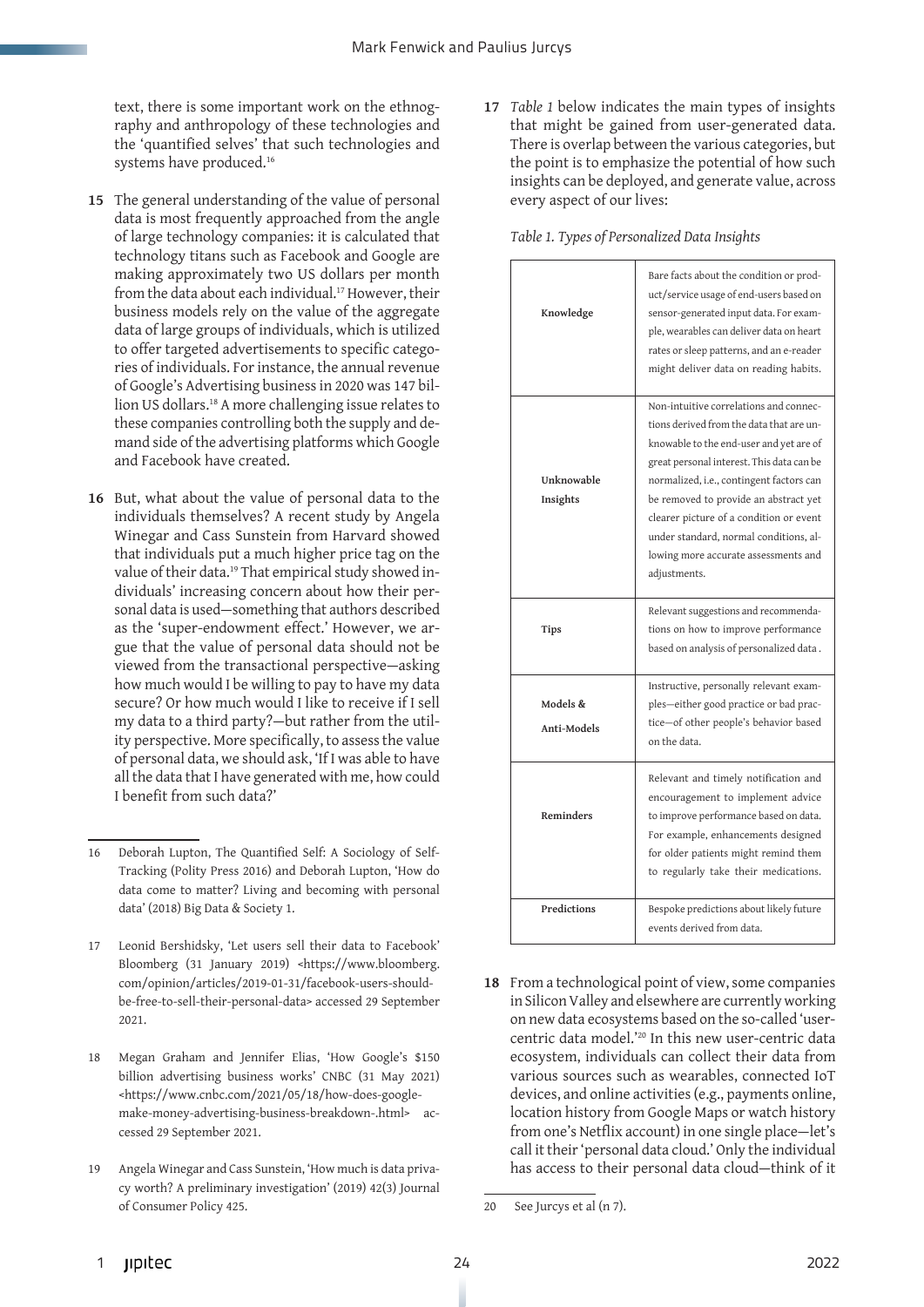text, there is some important work on the ethnography and anthropology of these technologies and the 'quantified selves' that such technologies and systems have produced.[16]

**15** The general understanding of the value of personal data is most frequently approached from the angle of large technology companies: it is calculated that technology titans such as Facebook and Google are making approximately two US dollars per month from the data about each individual.[17] However, their business models rely on the value of the aggregate data of large groups of individuals, which is utilized to offer targeted advertisements to specific categories of individuals. For instance, the annual revenue of Google's Advertising business in 2020 was 147 billion US dollars.[18] A more challenging issue relates to these companies controlling both the supply and demand side of the advertising platforms which Google and Facebook have created.

**16** But, what about the value of personal data to the individuals themselves? A recent study by Angela Winegar and Cass Sunstein from Harvard showed that individuals put a much higher price tag on the value of their data.[19] That empirical study showed individuals' increasing concern about how their personal data is used—something that authors described as the 'super-endowment effect.' However, we argue that the value of personal data should not be viewed from the transactional perspective—asking how much would I be willing to pay to have my data secure? Or how much would I like to receive if I sell my data to a third party?—but rather from the utility perspective. More specifically, to assess the value of personal data, we should ask, 'If I was able to have all the data that I have generated with me, how could I benefit from such data?'

**17** *Table 1* below indicates the main types of insights that might be gained from user-generated data. There is overlap between the various categories, but the point is to emphasize the potential of how such insights can be deployed, and generate value, across every aspect of our lives:

*Table 1. Types of Personalized Data Insights*

| | |
|---|---|
| **Knowledge** | Bare facts about the condition or product/service usage of end-users based on sensor-generated input data. For example, wearables can deliver data on heart rates or sleep patterns, and an e-reader might deliver data on reading habits. |
| **Unknowable Insights** | Non-intuitive correlations and connections derived from the data that are unknowable to the end-user and yet are of great personal interest. This data can be normalized, i.e., contingent factors can be removed to provide an abstract yet clearer picture of a condition or event under standard, normal conditions, allowing more accurate assessments and adjustments. |
| **Tips** | Relevant suggestions and recommendations on how to improve performance based on analysis of personalized data . |
| **Models & Anti-Models** | Instructive, personally relevant examples—either good practice or bad practice—of other people's behavior based on the data. |
| **Reminders** | Relevant and timely notification and encouragement to implement advice to improve performance based on data. For example, enhancements designed for older patients might remind them to regularly take their medications. |
| **Predictions** | Bespoke predictions about likely future events derived from data. |

**18** From a technological point of view, some companies in Silicon Valley and elsewhere are currently working on new data ecosystems based on the so-called 'user-centric data model.'[20] In this new user-centric data ecosystem, individuals can collect their data from various sources such as wearables, connected IoT devices, and online activities (e.g., payments online, location history from Google Maps or watch history from one's Netflix account) in one single place—let's call it their 'personal data cloud.' Only the individual has access to their personal data cloud—think of it

---

16 Deborah Lupton, The Quantified Self: A Sociology of Self-Tracking (Polity Press 2016) and Deborah Lupton, 'How do data come to matter? Living and becoming with personal data' (2018) Big Data & Society 1.

17 Leonid Bershidsky, 'Let users sell their data to Facebook' Bloomberg (31 January 2019) <https://www.bloomberg.com/opinion/articles/2019-01-31/facebook-users-should-be-free-to-sell-their-personal-data> accessed 29 September 2021.

18 Megan Graham and Jennifer Elias, 'How Google's $150 billion advertising business works' CNBC (31 May 2021) <https://www.cnbc.com/2021/05/18/how-does-google-make-money-advertising-business-breakdown-.html> accessed 29 September 2021.

19 Angela Winegar and Cass Sunstein, 'How much is data privacy worth? A preliminary investigation' (2019) 42(3) Journal of Consumer Policy 425.

20 See Jurcys et al (n 7).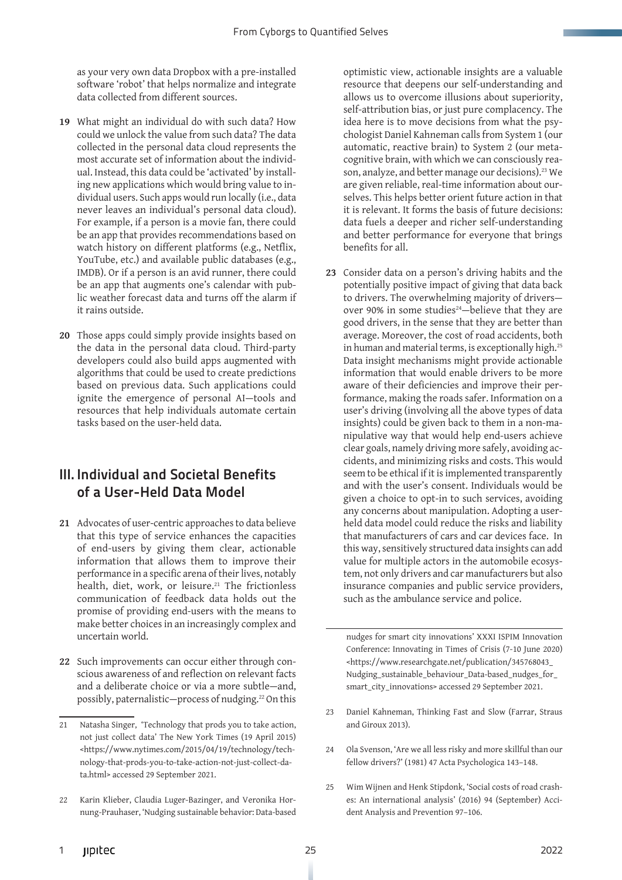as your very own data Dropbox with a pre-installed software 'robot' that helps normalize and integrate data collected from different sources.

**19** What might an individual do with such data? How could we unlock the value from such data? The data collected in the personal data cloud represents the most accurate set of information about the individual. Instead, this data could be 'activated' by installing new applications which would bring value to individual users. Such apps would run locally (i.e., data never leaves an individual's personal data cloud). For example, if a person is a movie fan, there could be an app that provides recommendations based on watch history on different platforms (e.g., Netflix, YouTube, etc.) and available public databases (e.g., IMDB). Or if a person is an avid runner, there could be an app that augments one's calendar with public weather forecast data and turns off the alarm if it rains outside.

**20** Those apps could simply provide insights based on the data in the personal data cloud. Third-party developers could also build apps augmented with algorithms that could be used to create predictions based on previous data. Such applications could ignite the emergence of personal AI—tools and resources that help individuals automate certain tasks based on the user-held data.

## III. Individual and Societal Benefits of a User-Held Data Model

**21** Advocates of user-centric approaches to data believe that this type of service enhances the capacities of end-users by giving them clear, actionable information that allows them to improve their performance in a specific arena of their lives, notably health, diet, work, or leisure.[21] The frictionless communication of feedback data holds out the promise of providing end-users with the means to make better choices in an increasingly complex and uncertain world.

**22** Such improvements can occur either through conscious awareness of and reflection on relevant facts and a deliberate choice or via a more subtle—and, possibly, paternalistic—process of nudging.[22] On this optimistic view, actionable insights are a valuable resource that deepens our self-understanding and allows us to overcome illusions about superiority, self-attribution bias, or just pure complacency. The idea here is to move decisions from what the psychologist Daniel Kahneman calls from System 1 (our automatic, reactive brain) to System 2 (our metacognitive brain, with which we can consciously reason, analyze, and better manage our decisions).[23] We are given reliable, real-time information about ourselves. This helps better orient future action in that it is relevant. It forms the basis of future decisions: data fuels a deeper and richer self-understanding and better performance for everyone that brings benefits for all.

**23** Consider data on a person's driving habits and the potentially positive impact of giving that data back to drivers. The overwhelming majority of drivers—over 90% in some studies[24]—believe that they are good drivers, in the sense that they are better than average. Moreover, the cost of road accidents, both in human and material terms, is exceptionally high.[25] Data insight mechanisms might provide actionable information that would enable drivers to be more aware of their deficiencies and improve their performance, making the roads safer. Information on a user's driving (involving all the above types of data insights) could be given back to them in a non-manipulative way that would help end-users achieve clear goals, namely driving more safely, avoiding accidents, and minimizing risks and costs. This would seem to be ethical if it is implemented transparently and with the user's consent. Individuals would be given a choice to opt-in to such services, avoiding any concerns about manipulation. Adopting a user-held data model could reduce the risks and liability that manufacturers of cars and car devices face. In this way, sensitively structured data insights can add value for multiple actors in the automobile ecosystem, not only drivers and car manufacturers but also insurance companies and public service providers, such as the ambulance service and police.

---

21 Natasha Singer, 'Technology that prods you to take action, not just collect data' The New York Times (19 April 2015) <https://www.nytimes.com/2015/04/19/technology/technology-that-prods-you-to-take-action-not-just-collect-data.html> accessed 29 September 2021.

22 Karin Klieber, Claudia Luger-Bazinger, and Veronika Hornung-Prauhaser, 'Nudging sustainable behavior: Data-based nudges for smart city innovations' XXXI ISPIM Innovation Conference: Innovating in Times of Crisis (7-10 June 2020) <https://www.researchgate.net/publication/345768043_Nudging_sustainable_behaviour_Data-based_nudges_for_smart_city_innovations> accessed 29 September 2021.

23 Daniel Kahneman, Thinking Fast and Slow (Farrar, Straus and Giroux 2013).

24 Ola Svenson, 'Are we all less risky and more skillful than our fellow drivers?' (1981) 47 Acta Psychologica 143–148.

25 Wim Wijnen and Henk Stipdonk, 'Social costs of road crashes: An international analysis' (2016) 94 (September) Accident Analysis and Prevention 97–106.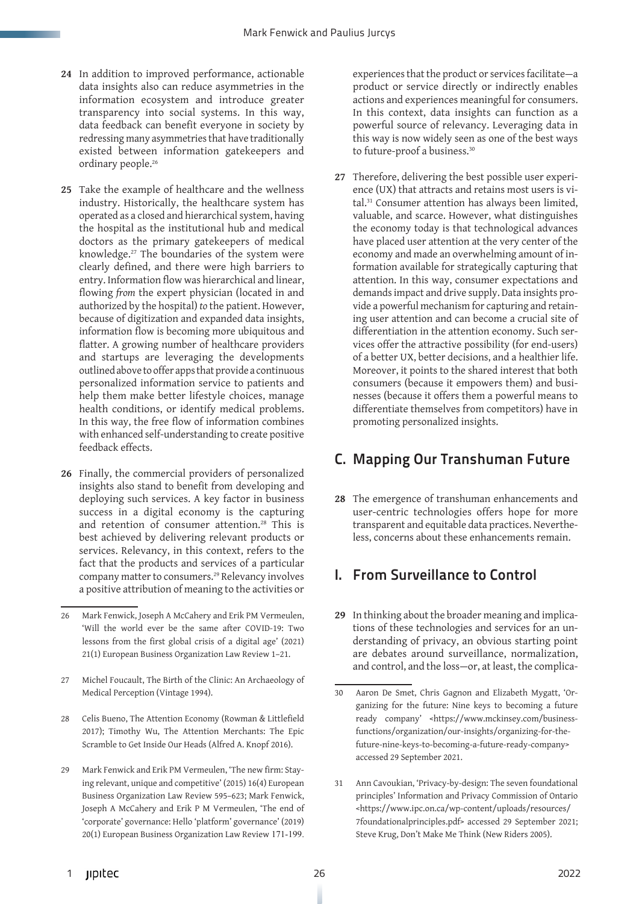24 In addition to improved performance, actionable data insights also can reduce asymmetries in the information ecosystem and introduce greater transparency into social systems. In this way, data feedback can benefit everyone in society by redressing many asymmetries that have traditionally existed between information gatekeepers and ordinary people.[26]

25 Take the example of healthcare and the wellness industry. Historically, the healthcare system has operated as a closed and hierarchical system, having the hospital as the institutional hub and medical doctors as the primary gatekeepers of medical knowledge.[27] The boundaries of the system were clearly defined, and there were high barriers to entry. Information flow was hierarchical and linear, flowing *from* the expert physician (located in and authorized by the hospital) *to* the patient. However, because of digitization and expanded data insights, information flow is becoming more ubiquitous and flatter. A growing number of healthcare providers and startups are leveraging the developments outlined above to offer apps that provide a continuous personalized information service to patients and help them make better lifestyle choices, manage health conditions, or identify medical problems. In this way, the free flow of information combines with enhanced self-understanding to create positive feedback effects.

26 Finally, the commercial providers of personalized insights also stand to benefit from developing and deploying such services. A key factor in business success in a digital economy is the capturing and retention of consumer attention.[28] This is best achieved by delivering relevant products or services. Relevancy, in this context, refers to the fact that the products and services of a particular company matter to consumers.[29] Relevancy involves a positive attribution of meaning to the activities or experiences that the product or services facilitate—a product or service directly or indirectly enables actions and experiences meaningful for consumers. In this context, data insights can function as a powerful source of relevancy. Leveraging data in this way is now widely seen as one of the best ways to future-proof a business.[30]

27 Therefore, delivering the best possible user experience (UX) that attracts and retains most users is vital.[31] Consumer attention has always been limited, valuable, and scarce. However, what distinguishes the economy today is that technological advances have placed user attention at the very center of the economy and made an overwhelming amount of information available for strategically capturing that attention. In this way, consumer expectations and demands impact and drive supply. Data insights provide a powerful mechanism for capturing and retaining user attention and can become a crucial site of differentiation in the attention economy. Such services offer the attractive possibility (for end-users) of a better UX, better decisions, and a healthier life. Moreover, it points to the shared interest that both consumers (because it empowers them) and businesses (because it offers them a powerful means to differentiate themselves from competitors) have in promoting personalized insights.

## C. Mapping Our Transhuman Future

28 The emergence of transhuman enhancements and user-centric technologies offers hope for more transparent and equitable data practices. Nevertheless, concerns about these enhancements remain.

### I. From Surveillance to Control

29 In thinking about the broader meaning and implications of these technologies and services for an understanding of privacy, an obvious starting point are debates around surveillance, normalization, and control, and the loss—or, at least, the complica-

---

26 Mark Fenwick, Joseph A McCahery and Erik PM Vermeulen, 'Will the world ever be the same after COVID-19: Two lessons from the first global crisis of a digital age' (2021) 21(1) European Business Organization Law Review 1–21.

27 Michel Foucault, The Birth of the Clinic: An Archaeology of Medical Perception (Vintage 1994).

28 Celis Bueno, The Attention Economy (Rowman & Littlefield 2017); Timothy Wu, The Attention Merchants: The Epic Scramble to Get Inside Our Heads (Alfred A. Knopf 2016).

29 Mark Fenwick and Erik PM Vermeulen, 'The new firm: Staying relevant, unique and competitive' (2015) 16(4) European Business Organization Law Review 595–623; Mark Fenwick, Joseph A McCahery and Erik P M Vermeulen, 'The end of 'corporate' governance: Hello 'platform' governance' (2019) 20(1) European Business Organization Law Review 171-199.

30 Aaron De Smet, Chris Gagnon and Elizabeth Mygatt, 'Organizing for the future: Nine keys to becoming a future ready company' <https://www.mckinsey.com/business-functions/organization/our-insights/organizing-for-the-future-nine-keys-to-becoming-a-future-ready-company> accessed 29 September 2021.

31 Ann Cavoukian, 'Privacy-by-design: The seven foundational principles' Information and Privacy Commission of Ontario <https://www.ipc.on.ca/wp-content/uploads/resources/7foundationalprinciples.pdf> accessed 29 September 2021; Steve Krug, Don't Make Me Think (New Riders 2005).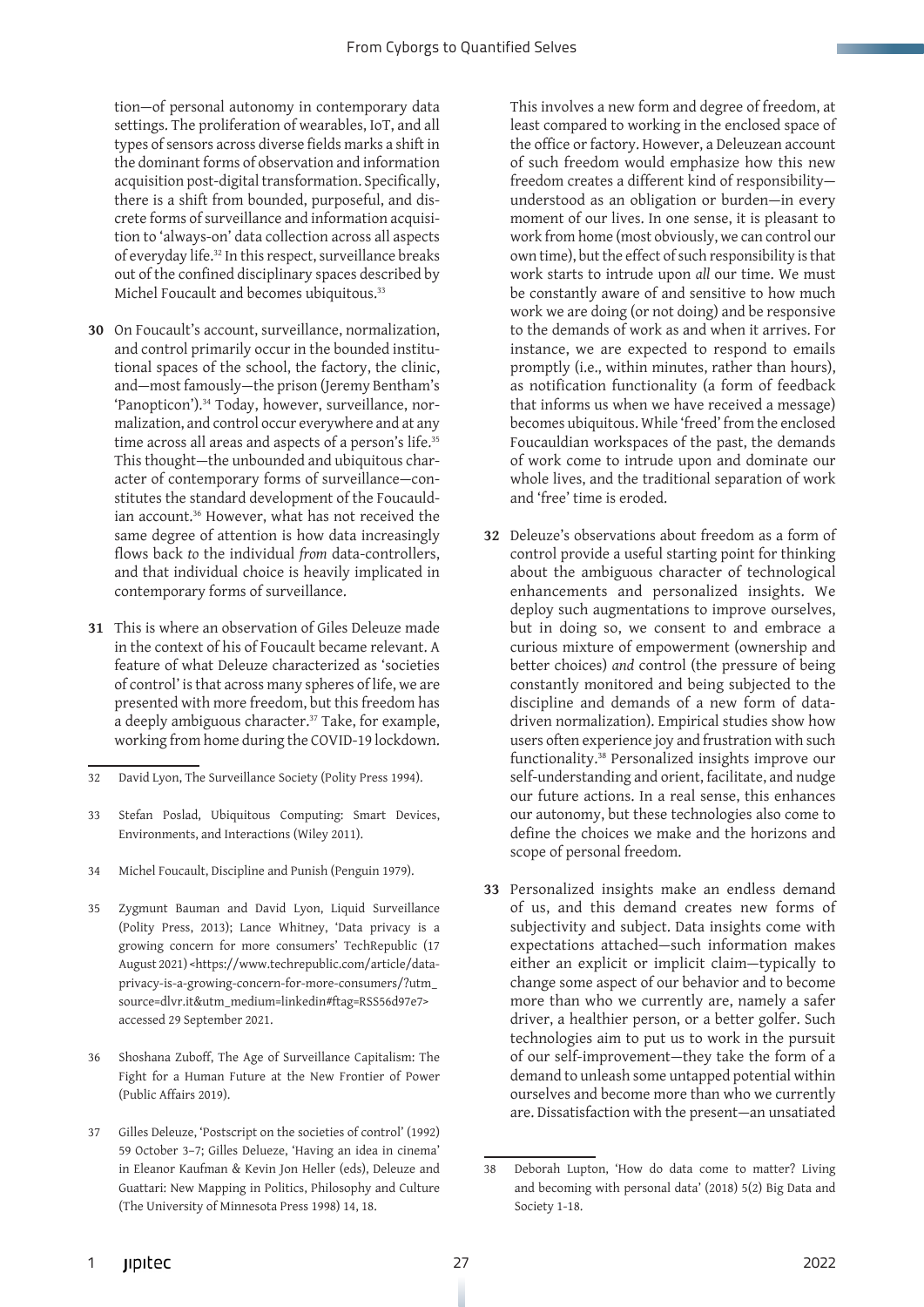tion—of personal autonomy in contemporary data settings. The proliferation of wearables, IoT, and all types of sensors across diverse fields marks a shift in the dominant forms of observation and information acquisition post-digital transformation. Specifically, there is a shift from bounded, purposeful, and discrete forms of surveillance and information acquisition to 'always-on' data collection across all aspects of everyday life.[32] In this respect, surveillance breaks out of the confined disciplinary spaces described by Michel Foucault and becomes ubiquitous.[33]

**30** On Foucault's account, surveillance, normalization, and control primarily occur in the bounded institutional spaces of the school, the factory, the clinic, and—most famously—the prison (Jeremy Bentham's 'Panopticon').[34] Today, however, surveillance, normalization, and control occur everywhere and at any time across all areas and aspects of a person's life.[35] This thought—the unbounded and ubiquitous character of contemporary forms of surveillance—constitutes the standard development of the Foucauldian account.[36] However, what has not received the same degree of attention is how data increasingly flows back *to* the individual *from* data-controllers, and that individual choice is heavily implicated in contemporary forms of surveillance.

**31** This is where an observation of Giles Deleuze made in the context of his of Foucault became relevant. A feature of what Deleuze characterized as 'societies of control' is that across many spheres of life, we are presented with more freedom, but this freedom has a deeply ambiguous character.[37] Take, for example, working from home during the COVID-19 lockdown. This involves a new form and degree of freedom, at least compared to working in the enclosed space of the office or factory. However, a Deleuzean account of such freedom would emphasize how this new freedom creates a different kind of responsibility—understood as an obligation or burden—in every moment of our lives. In one sense, it is pleasant to work from home (most obviously, we can control our own time), but the effect of such responsibility is that work starts to intrude upon *all* our time. We must be constantly aware of and sensitive to how much work we are doing (or not doing) and be responsive to the demands of work as and when it arrives. For instance, we are expected to respond to emails promptly (i.e., within minutes, rather than hours), as notification functionality (a form of feedback that informs us when we have received a message) becomes ubiquitous. While 'freed' from the enclosed Foucauldian workspaces of the past, the demands of work come to intrude upon and dominate our whole lives, and the traditional separation of work and 'free' time is eroded.

**32** Deleuze's observations about freedom as a form of control provide a useful starting point for thinking about the ambiguous character of technological enhancements and personalized insights. We deploy such augmentations to improve ourselves, but in doing so, we consent to and embrace a curious mixture of empowerment (ownership and better choices) *and* control (the pressure of being constantly monitored and being subjected to the discipline and demands of a new form of data-driven normalization). Empirical studies show how users often experience joy and frustration with such functionality.[38] Personalized insights improve our self-understanding and orient, facilitate, and nudge our future actions. In a real sense, this enhances our autonomy, but these technologies also come to define the choices we make and the horizons and scope of personal freedom.

**33** Personalized insights make an endless demand of us, and this demand creates new forms of subjectivity and subject. Data insights come with expectations attached—such information makes either an explicit or implicit claim—typically to change some aspect of our behavior and to become more than who we currently are, namely a safer driver, a healthier person, or a better golfer. Such technologies aim to put us to work in the pursuit of our self-improvement—they take the form of a demand to unleash some untapped potential within ourselves and become more than who we currently are. Dissatisfaction with the present—an unsatiated

---

32 David Lyon, The Surveillance Society (Polity Press 1994).

33 Stefan Poslad, Ubiquitous Computing: Smart Devices, Environments, and Interactions (Wiley 2011).

34 Michel Foucault, Discipline and Punish (Penguin 1979).

35 Zygmunt Bauman and David Lyon, Liquid Surveillance (Polity Press, 2013); Lance Whitney, 'Data privacy is a growing concern for more consumers' TechRepublic (17 August 2021) <https://www.techrepublic.com/article/data-privacy-is-a-growing-concern-for-more-consumers/?utm_source=dlvr.it&utm_medium=linkedin#ftag=RSS56d97e7> accessed 29 September 2021.

36 Shoshana Zuboff, The Age of Surveillance Capitalism: The Fight for a Human Future at the New Frontier of Power (Public Affairs 2019).

37 Gilles Deleuze, 'Postscript on the societies of control' (1992) 59 October 3–7; Gilles Deleuze, 'Having an idea in cinema' in Eleanor Kaufman & Kevin Jon Heller (eds), Deleuze and Guattari: New Mapping in Politics, Philosophy and Culture (The University of Minnesota Press 1998) 14, 18.

38 Deborah Lupton, 'How do data come to matter? Living and becoming with personal data' (2018) 5(2) Big Data and Society 1-18.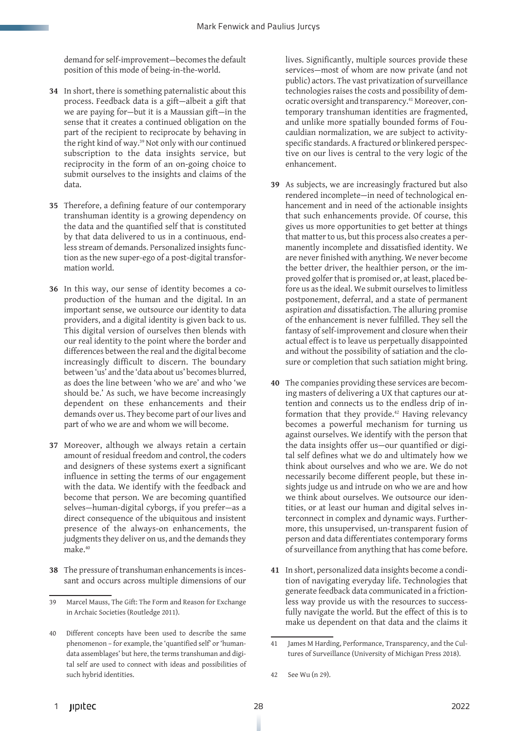demand for self-improvement—becomes the default position of this mode of being-in-the-world.

**34** In short, there is something paternalistic about this process. Feedback data is a gift—albeit a gift that we are paying for—but it is a Maussian gift—in the sense that it creates a continued obligation on the part of the recipient to reciprocate by behaving in the right kind of way.[39] Not only with our continued subscription to the data insights service, but reciprocity in the form of an on-going choice to submit ourselves to the insights and claims of the data.

**35** Therefore, a defining feature of our contemporary transhuman identity is a growing dependency on the data and the quantified self that is constituted by that data delivered to us in a continuous, endless stream of demands. Personalized insights function as the new super-ego of a post-digital transformation world.

**36** In this way, our sense of identity becomes a co-production of the human and the digital. In an important sense, we outsource our identity to data providers, and a digital identity is given back to us. This digital version of ourselves then blends with our real identity to the point where the border and differences between the real and the digital become increasingly difficult to discern. The boundary between 'us' and the 'data about us' becomes blurred, as does the line between 'who we are' and who 'we should be.' As such, we have become increasingly dependent on these enhancements and their demands over us. They become part of our lives and part of who we are and whom we will become.

**37** Moreover, although we always retain a certain amount of residual freedom and control, the coders and designers of these systems exert a significant influence in setting the terms of our engagement with the data. We identify with the feedback and become that person. We are becoming quantified selves—human-digital cyborgs, if you prefer—as a direct consequence of the ubiquitous and insistent presence of the always-on enhancements, the judgments they deliver on us, and the demands they make.[40]

**38** The pressure of transhuman enhancements is incessant and occurs across multiple dimensions of our lives. Significantly, multiple sources provide these services—most of whom are now private (and not public) actors. The vast privatization of surveillance technologies raises the costs and possibility of democratic oversight and transparency.[41] Moreover, contemporary transhuman identities are fragmented, and unlike more spatially bounded forms of Foucauldian normalization, we are subject to activity-specific standards. A fractured or blinkered perspective on our lives is central to the very logic of the enhancement.

**39** As subjects, we are increasingly fractured but also rendered incomplete—in need of technological enhancement and in need of the actionable insights that such enhancements provide. Of course, this gives us more opportunities to get better at things that matter to us, but this process also creates a permanently incomplete and dissatisfied identity. We are never finished with anything. We never become the better driver, the healthier person, or the improved golfer that is promised or, at least, placed before us as the ideal. We submit ourselves to limitless postponement, deferral, and a state of permanent aspiration *and* dissatisfaction. The alluring promise of the enhancement is never fulfilled. They sell the fantasy of self-improvement and closure when their actual effect is to leave us perpetually disappointed and without the possibility of satiation and the closure or completion that such satiation might bring.

**40** The companies providing these services are becoming masters of delivering a UX that captures our attention and connects us to the endless drip of information that they provide.[42] Having relevancy becomes a powerful mechanism for turning us against ourselves. We identify with the person that the data insights offer us—our quantified or digital self defines what we do and ultimately how we think about ourselves and who we are. We do not necessarily become different people, but these insights judge us and intrude on who we are and how we think about ourselves. We outsource our identities, or at least our human and digital selves interconnect in complex and dynamic ways. Furthermore, this unsupervised, un-transparent fusion of person and data differentiates contemporary forms of surveillance from anything that has come before.

**41** In short, personalized data insights become a condition of navigating everyday life. Technologies that generate feedback data communicated in a frictionless way provide us with the resources to successfully navigate the world. But the effect of this is to make us dependent on that data and the claims it

---

39 Marcel Mauss, The Gift: The Form and Reason for Exchange in Archaic Societies (Routledge 2011).

40 Different concepts have been used to describe the same phenomenon – for example, the 'quantified self' or 'human-data assemblages' but here, the terms transhuman and digital self are used to connect with ideas and possibilities of such hybrid identities.

41 James M Harding, Performance, Transparency, and the Cultures of Surveillance (University of Michigan Press 2018).

42 See Wu (n 29).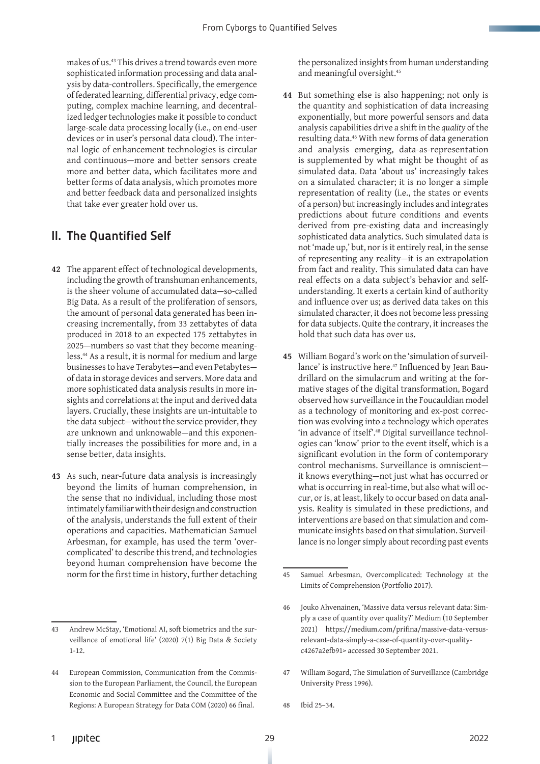makes of us.[43] This drives a trend towards even more sophisticated information processing and data analysis by data-controllers. Specifically, the emergence of federated learning, differential privacy, edge computing, complex machine learning, and decentralized ledger technologies make it possible to conduct large-scale data processing locally (i.e., on end-user devices or in user's personal data cloud). The internal logic of enhancement technologies is circular and continuous—more and better sensors create more and better data, which facilitates more and better forms of data analysis, which promotes more and better feedback data and personalized insights that take ever greater hold over us.

## II. The Quantified Self

**42** The apparent effect of technological developments, including the growth of transhuman enhancements, is the sheer volume of accumulated data—so-called Big Data. As a result of the proliferation of sensors, the amount of personal data generated has been increasing incrementally, from 33 zettabytes of data produced in 2018 to an expected 175 zettabytes in 2025—numbers so vast that they become meaningless.[44] As a result, it is normal for medium and large businesses to have Terabytes—and even Petabytes—of data in storage devices and servers. More data and more sophisticated data analysis results in more insights and correlations at the input and derived data layers. Crucially, these insights are un-intuitable to the data subject—without the service provider, they are unknown and unknowable—and this exponentially increases the possibilities for more and, in a sense better, data insights.

**43** As such, near-future data analysis is increasingly beyond the limits of human comprehension, in the sense that no individual, including those most intimately familiar with their design and construction of the analysis, understands the full extent of their operations and capacities. Mathematician Samuel Arbesman, for example, has used the term 'overcomplicated' to describe this trend, and technologies beyond human comprehension have become the norm for the first time in history, further detaching the personalized insights from human understanding and meaningful oversight.[45]

**44** But something else is also happening; not only is the quantity and sophistication of data increasing exponentially, but more powerful sensors and data analysis capabilities drive a shift in the *quality* of the resulting data.[46] With new forms of data generation and analysis emerging, data-as-representation is supplemented by what might be thought of as simulated data. Data 'about us' increasingly takes on a simulated character; it is no longer a simple representation of reality (i.e., the states or events of a person) but increasingly includes and integrates predictions about future conditions and events derived from pre-existing data and increasingly sophisticated data analytics. Such simulated data is not 'made up,' but, nor is it entirely real, in the sense of representing any reality—it is an extrapolation from fact and reality. This simulated data can have real effects on a data subject's behavior and self-understanding. It exerts a certain kind of authority and influence over us; as derived data takes on this simulated character, it does not become less pressing for data subjects. Quite the contrary, it increases the hold that such data has over us.

**45** William Bogard's work on the 'simulation of surveillance' is instructive here.[47] Influenced by Jean Baudrillard on the simulacrum and writing at the formative stages of the digital transformation, Bogard observed how surveillance in the Foucauldian model as a technology of monitoring and ex-post correction was evolving into a technology which operates 'in advance of itself'.[48] Digital surveillance technologies can 'know' prior to the event itself, which is a significant evolution in the form of contemporary control mechanisms. Surveillance is omniscient—it knows everything—not just what has occurred or what is occurring in real-time, but also what will occur, or is, at least, likely to occur based on data analysis. Reality is simulated in these predictions, and interventions are based on that simulation and communicate insights based on that simulation. Surveillance is no longer simply about recording past events

---

43 Andrew McStay, 'Emotional AI, soft biometrics and the surveillance of emotional life' (2020) 7(1) Big Data & Society 1-12.

44 European Commission, Communication from the Commission to the European Parliament, the Council, the European Economic and Social Committee and the Committee of the Regions: A European Strategy for Data COM (2020) 66 final.

45 Samuel Arbesman, Overcomplicated: Technology at the Limits of Comprehension (Portfolio 2017).

46 Jouko Ahvenainen, 'Massive data versus relevant data: Simply a case of quantity over quality?' Medium (10 September 2021) https://medium.com/prifina/massive-data-versus-relevant-data-simply-a-case-of-quantity-over-quality-c4267a2efb91> accessed 30 September 2021.

47 William Bogard, The Simulation of Surveillance (Cambridge University Press 1996).

48 Ibid 25–34.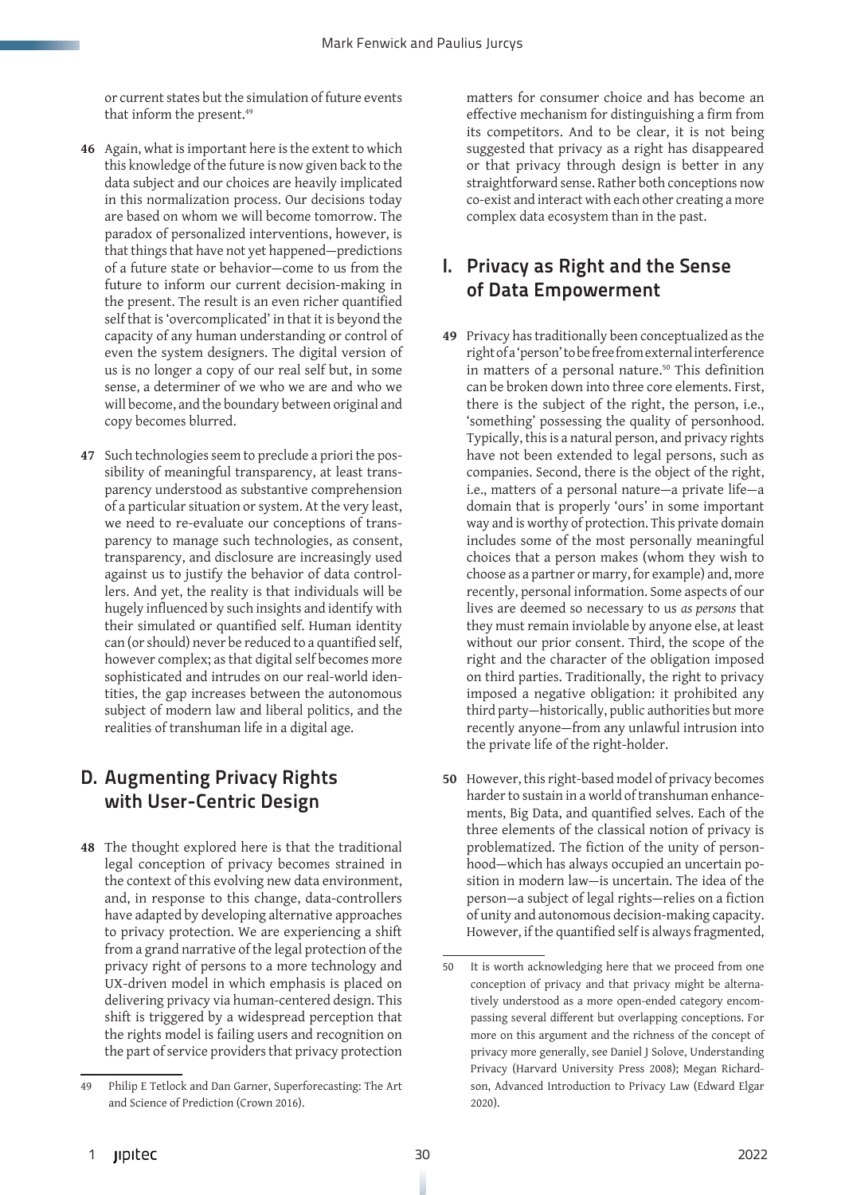or current states but the simulation of future events that inform the present.[49]

**46** Again, what is important here is the extent to which this knowledge of the future is now given back to the data subject and our choices are heavily implicated in this normalization process. Our decisions today are based on whom we will become tomorrow. The paradox of personalized interventions, however, is that things that have not yet happened—predictions of a future state or behavior—come to us from the future to inform our current decision-making in the present. The result is an even richer quantified self that is 'overcomplicated' in that it is beyond the capacity of any human understanding or control of even the system designers. The digital version of us is no longer a copy of our real self but, in some sense, a determiner of we who we are and who we will become, and the boundary between original and copy becomes blurred.

**47** Such technologies seem to preclude a priori the possibility of meaningful transparency, at least transparency understood as substantive comprehension of a particular situation or system. At the very least, we need to re-evaluate our conceptions of transparency to manage such technologies, as consent, transparency, and disclosure are increasingly used against us to justify the behavior of data controllers. And yet, the reality is that individuals will be hugely influenced by such insights and identify with their simulated or quantified self. Human identity can (or should) never be reduced to a quantified self, however complex; as that digital self becomes more sophisticated and intrudes on our real-world identities, the gap increases between the autonomous subject of modern law and liberal politics, and the realities of transhuman life in a digital age.

## D. Augmenting Privacy Rights with User-Centric Design

**48** The thought explored here is that the traditional legal conception of privacy becomes strained in the context of this evolving new data environment, and, in response to this change, data-controllers have adapted by developing alternative approaches to privacy protection. We are experiencing a shift from a grand narrative of the legal protection of the privacy right of persons to a more technology and UX-driven model in which emphasis is placed on delivering privacy via human-centered design. This shift is triggered by a widespread perception that the rights model is failing users and recognition on the part of service providers that privacy protection matters for consumer choice and has become an effective mechanism for distinguishing a firm from its competitors. And to be clear, it is not being suggested that privacy as a right has disappeared or that privacy through design is better in any straightforward sense. Rather both conceptions now co-exist and interact with each other creating a more complex data ecosystem than in the past.

### I. Privacy as Right and the Sense of Data Empowerment

**49** Privacy has traditionally been conceptualized as the right of a 'person' to be free from external interference in matters of a personal nature.[50] This definition can be broken down into three core elements. First, there is the subject of the right, the person, i.e., 'something' possessing the quality of personhood. Typically, this is a natural person, and privacy rights have not been extended to legal persons, such as companies. Second, there is the object of the right, i.e., matters of a personal nature—a private life—a domain that is properly 'ours' in some important way and is worthy of protection. This private domain includes some of the most personally meaningful choices that a person makes (whom they wish to choose as a partner or marry, for example) and, more recently, personal information. Some aspects of our lives are deemed so necessary to us *as persons* that they must remain inviolable by anyone else, at least without our prior consent. Third, the scope of the right and the character of the obligation imposed on third parties. Traditionally, the right to privacy imposed a negative obligation: it prohibited any third party—historically, public authorities but more recently anyone—from any unlawful intrusion into the private life of the right-holder.

**50** However, this right-based model of privacy becomes harder to sustain in a world of transhuman enhancements, Big Data, and quantified selves. Each of the three elements of the classical notion of privacy is problematized. The fiction of the unity of personhood—which has always occupied an uncertain position in modern law—is uncertain. The idea of the person—a subject of legal rights—relies on a fiction of unity and autonomous decision-making capacity. However, if the quantified self is always fragmented,

---

49 Philip E Tetlock and Dan Garner, Superforecasting: The Art and Science of Prediction (Crown 2016).

50 It is worth acknowledging here that we proceed from one conception of privacy and that privacy might be alternatively understood as a more open-ended category encompassing several different but overlapping conceptions. For more on this argument and the richness of the concept of privacy more generally, see Daniel J Solove, Understanding Privacy (Harvard University Press 2008); Megan Richardson, Advanced Introduction to Privacy Law (Edward Elgar 2020).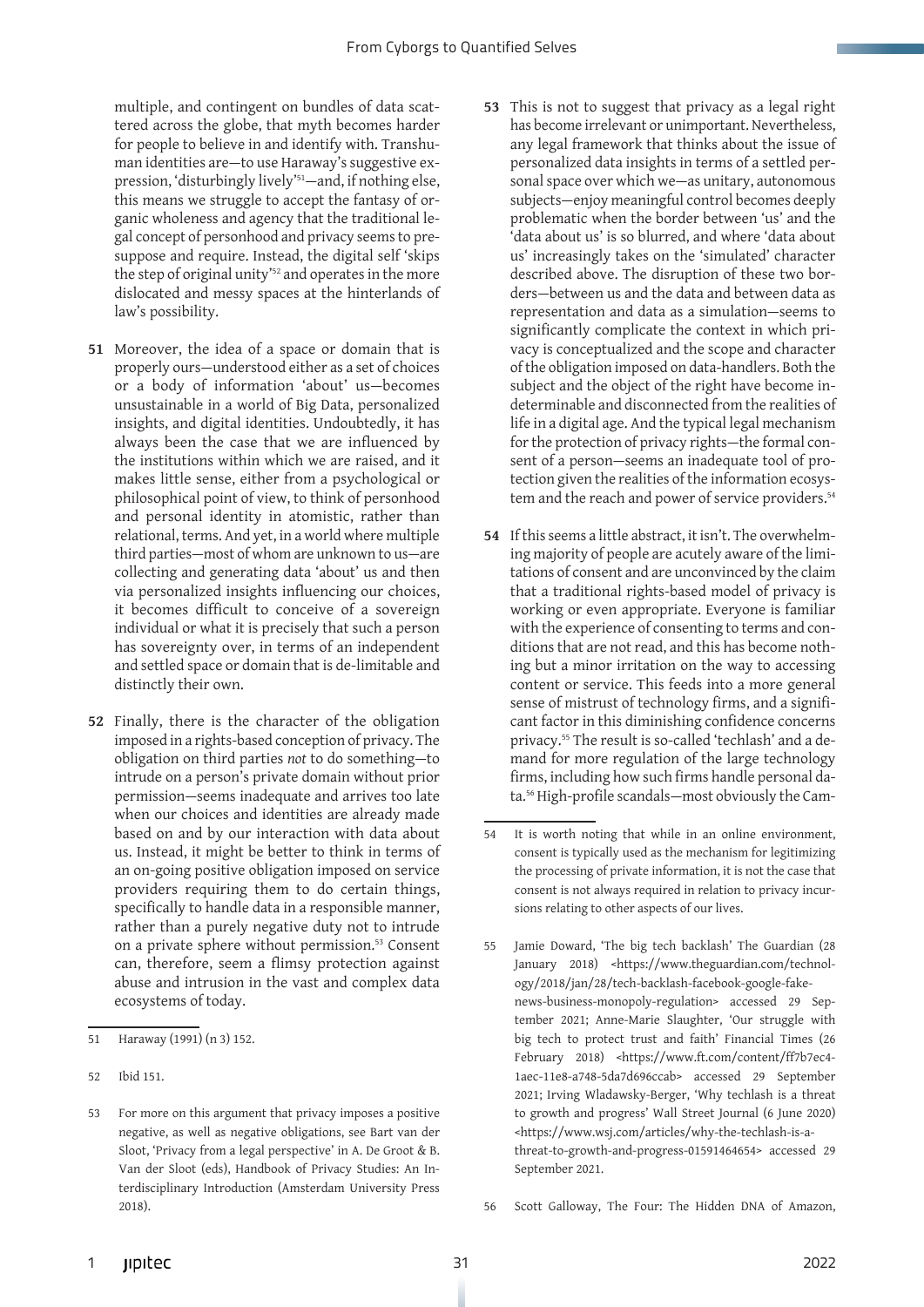multiple, and contingent on bundles of data scattered across the globe, that myth becomes harder for people to believe in and identify with. Transhuman identities are—to use Haraway's suggestive expression, 'disturbingly lively'[51]—and, if nothing else, this means we struggle to accept the fantasy of organic wholeness and agency that the traditional legal concept of personhood and privacy seems to presuppose and require. Instead, the digital self 'skips the step of original unity'[52] and operates in the more dislocated and messy spaces at the hinterlands of law's possibility.

**51** Moreover, the idea of a space or domain that is properly ours—understood either as a set of choices or a body of information 'about' us—becomes unsustainable in a world of Big Data, personalized insights, and digital identities. Undoubtedly, it has always been the case that we are influenced by the institutions within which we are raised, and it makes little sense, either from a psychological or philosophical point of view, to think of personhood and personal identity in atomistic, rather than relational, terms. And yet, in a world where multiple third parties—most of whom are unknown to us—are collecting and generating data 'about' us and then via personalized insights influencing our choices, it becomes difficult to conceive of a sovereign individual or what it is precisely that such a person has sovereignty over, in terms of an independent and settled space or domain that is de-limitable and distinctly their own.

**52** Finally, there is the character of the obligation imposed in a rights-based conception of privacy. The obligation on third parties *not* to do something—to intrude on a person's private domain without prior permission—seems inadequate and arrives too late when our choices and identities are already made based on and by our interaction with data about us. Instead, it might be better to think in terms of an on-going positive obligation imposed on service providers requiring them to do certain things, specifically to handle data in a responsible manner, rather than a purely negative duty not to intrude on a private sphere without permission.[53] Consent can, therefore, seem a flimsy protection against abuse and intrusion in the vast and complex data ecosystems of today.

**53** This is not to suggest that privacy as a legal right has become irrelevant or unimportant. Nevertheless, any legal framework that thinks about the issue of personalized data insights in terms of a settled personal space over which we—as unitary, autonomous subjects—enjoy meaningful control becomes deeply problematic when the border between 'us' and the 'data about us' is so blurred, and where 'data about us' increasingly takes on the 'simulated' character described above. The disruption of these two borders—between us and the data and between data as representation and data as a simulation—seems to significantly complicate the context in which privacy is conceptualized and the scope and character of the obligation imposed on data-handlers. Both the subject and the object of the right have become indeterminable and disconnected from the realities of life in a digital age. And the typical legal mechanism for the protection of privacy rights—the formal consent of a person—seems an inadequate tool of protection given the realities of the information ecosystem and the reach and power of service providers.[54]

**54** If this seems a little abstract, it isn't. The overwhelming majority of people are acutely aware of the limitations of consent and are unconvinced by the claim that a traditional rights-based model of privacy is working or even appropriate. Everyone is familiar with the experience of consenting to terms and conditions that are not read, and this has become nothing but a minor irritation on the way to accessing content or service. This feeds into a more general sense of mistrust of technology firms, and a significant factor in this diminishing confidence concerns privacy.[55] The result is so-called 'techlash' and a demand for more regulation of the large technology firms, including how such firms handle personal data.[56] High-profile scandals—most obviously the Cam-

---

51 Haraway (1991) (n 3) 152.

52 Ibid 151.

53 For more on this argument that privacy imposes a positive negative, as well as negative obligations, see Bart van der Sloot, 'Privacy from a legal perspective' in A. De Groot & B. Van der Sloot (eds), Handbook of Privacy Studies: An Interdisciplinary Introduction (Amsterdam University Press 2018).

54 It is worth noting that while in an online environment, consent is typically used as the mechanism for legitimizing the processing of private information, it is not the case that consent is not always required in relation to privacy incursions relating to other aspects of our lives.

55 Jamie Doward, 'The big tech backlash' The Guardian (28 January 2018) <https://www.theguardian.com/technology/2018/jan/28/tech-backlash-facebook-google-fake-news-business-monopoly-regulation> accessed 29 September 2021; Anne-Marie Slaughter, 'Our struggle with big tech to protect trust and faith' Financial Times (26 February 2018) <https://www.ft.com/content/ff7b7ec4-1aec-11e8-a748-5da7d696ccab> accessed 29 September 2021; Irving Wladawsky-Berger, 'Why techlash is a threat to growth and progress' Wall Street Journal (6 June 2020) <https://www.wsj.com/articles/why-the-techlash-is-a-threat-to-growth-and-progress-01591464654> accessed 29 September 2021.

56 Scott Galloway, The Four: The Hidden DNA of Amazon,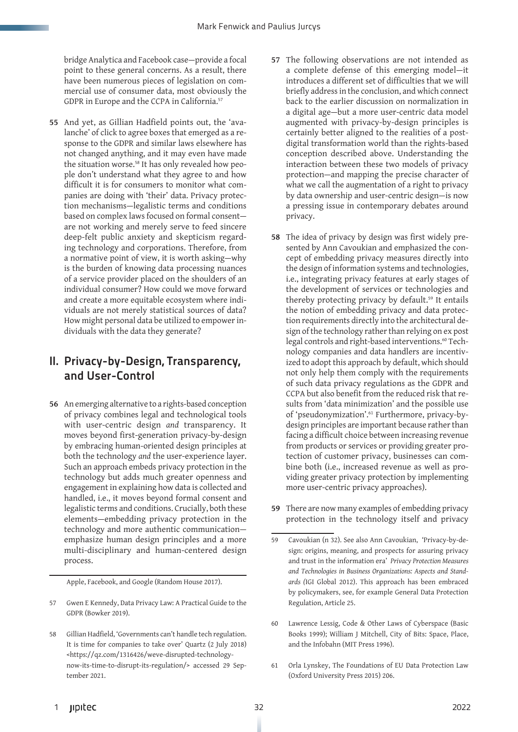bridge Analytica and Facebook case—provide a focal point to these general concerns. As a result, there have been numerous pieces of legislation on commercial use of consumer data, most obviously the GDPR in Europe and the CCPA in California.[57]

**55** And yet, as Gillian Hadfield points out, the 'avalanche' of click to agree boxes that emerged as a response to the GDPR and similar laws elsewhere has not changed anything, and it may even have made the situation worse.[58] It has only revealed how people don't understand what they agree to and how difficult it is for consumers to monitor what companies are doing with 'their' data. Privacy protection mechanisms—legalistic terms and conditions based on complex laws focused on formal consent—are not working and merely serve to feed sincere deep-felt public anxiety and skepticism regarding technology and corporations. Therefore, from a normative point of view, it is worth asking—why is the burden of knowing data processing nuances of a service provider placed on the shoulders of an individual consumer? How could we move forward and create a more equitable ecosystem where individuals are not merely statistical sources of data? How might personal data be utilized to empower individuals with the data they generate?

## II. Privacy-by-Design, Transparency, and User-Control

**56** An emerging alternative to a rights-based conception of privacy combines legal and technological tools with user-centric design *and* transparency. It moves beyond first-generation privacy-by-design by embracing human-oriented design principles at both the technology *and* the user-experience layer. Such an approach embeds privacy protection in the technology but adds much greater openness and engagement in explaining how data is collected and handled, i.e., it moves beyond formal consent and legalistic terms and conditions. Crucially, both these elements—embedding privacy protection in the technology and more authentic communication—emphasize human design principles and a more multi-disciplinary and human-centered design process.

**57** The following observations are not intended as a complete defense of this emerging model—it introduces a different set of difficulties that we will briefly address in the conclusion, and which connect back to the earlier discussion on normalization in a digital age—but a more user-centric data model augmented with privacy-by-design principles is certainly better aligned to the realities of a post-digital transformation world than the rights-based conception described above. Understanding the interaction between these two models of privacy protection—and mapping the precise character of what we call the augmentation of a right to privacy by data ownership and user-centric design—is now a pressing issue in contemporary debates around privacy.

**58** The idea of privacy by design was first widely presented by Ann Cavoukian and emphasized the concept of embedding privacy measures directly into the design of information systems and technologies, i.e., integrating privacy features at early stages of the development of services or technologies and thereby protecting privacy by default.[59] It entails the notion of embedding privacy and data protection requirements directly into the architectural design of the technology rather than relying on ex post legal controls and right-based interventions.[60] Technology companies and data handlers are incentivized to adopt this approach by default, which should not only help them comply with the requirements of such data privacy regulations as the GDPR and CCPA but also benefit from the reduced risk that results from 'data minimization' and the possible use of 'pseudonymization'.[61] Furthermore, privacy-by-design principles are important because rather than facing a difficult choice between increasing revenue from products or services or providing greater protection of customer privacy, businesses can combine both (i.e., increased revenue as well as providing greater privacy protection by implementing more user-centric privacy approaches).

**59** There are now many examples of embedding privacy protection in the technology itself and privacy

---

Apple, Facebook, and Google (Random House 2017).

57 Gwen E Kennedy, Data Privacy Law: A Practical Guide to the GDPR (Bowker 2019).

58 Gillian Hadfield, 'Governments can't handle tech regulation. It is time for companies to take over' Quartz (2 July 2018) <https://qz.com/1316426/weve-disrupted-technology-now-its-time-to-disrupt-its-regulation/> accessed 29 September 2021.

59 Cavoukian (n 32). See also Ann Cavoukian, 'Privacy-by-design: origins, meaning, and prospects for assuring privacy and trust in the information era' *Privacy Protection Measures and Technologies in Business Organizations: Aspects and Standards (*IGI Global 2012). This approach has been embraced by policymakers, see, for example General Data Protection Regulation, Article 25.

60 Lawrence Lessig, Code & Other Laws of Cyberspace (Basic Books 1999); William J Mitchell, City of Bits: Space, Place, and the Infobahn (MIT Press 1996).

61 Orla Lynskey, The Foundations of EU Data Protection Law (Oxford University Press 2015) 206.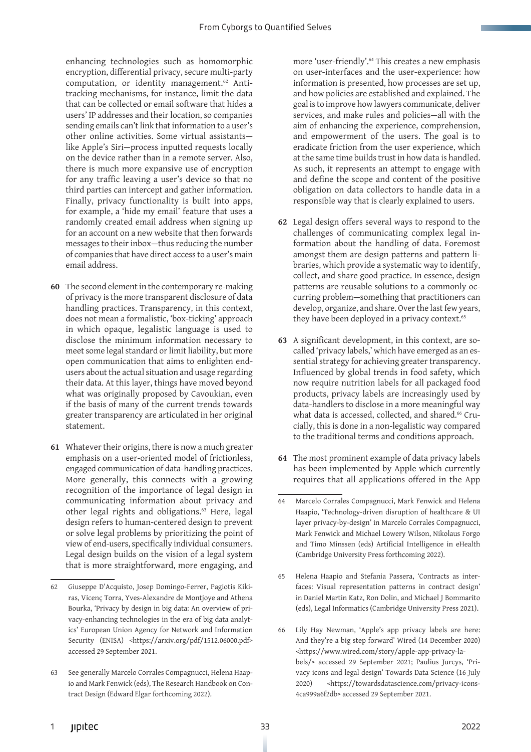enhancing technologies such as homomorphic encryption, differential privacy, secure multi-party computation, or identity management.[62] Anti-tracking mechanisms, for instance, limit the data that can be collected or email software that hides a users' IP addresses and their location, so companies sending emails can't link that information to a user's other online activities. Some virtual assistants—like Apple's Siri—process inputted requests locally on the device rather than in a remote server. Also, there is much more expansive use of encryption for any traffic leaving a user's device so that no third parties can intercept and gather information. Finally, privacy functionality is built into apps, for example, a 'hide my email' feature that uses a randomly created email address when signing up for an account on a new website that then forwards messages to their inbox—thus reducing the number of companies that have direct access to a user's main email address.

**60** The second element in the contemporary re-making of privacy is the more transparent disclosure of data handling practices. Transparency, in this context, does not mean a formalistic, 'box-ticking' approach in which opaque, legalistic language is used to disclose the minimum information necessary to meet some legal standard or limit liability, but more open communication that aims to enlighten end-users about the actual situation and usage regarding their data. At this layer, things have moved beyond what was originally proposed by Cavoukian, even if the basis of many of the current trends towards greater transparency are articulated in her original statement.

**61** Whatever their origins, there is now a much greater emphasis on a user-oriented model of frictionless, engaged communication of data-handling practices. More generally, this connects with a growing recognition of the importance of legal design in communicating information about privacy and other legal rights and obligations.[63] Here, legal design refers to human-centered design to prevent or solve legal problems by prioritizing the point of view of end-users, specifically individual consumers. Legal design builds on the vision of a legal system that is more straightforward, more engaging, and more 'user-friendly'.[64] This creates a new emphasis on user-interfaces and the user-experience: how information is presented, how processes are set up, and how policies are established and explained. The goal is to improve how lawyers communicate, deliver services, and make rules and policies—all with the aim of enhancing the experience, comprehension, and empowerment of the users. The goal is to eradicate friction from the user experience, which at the same time builds trust in how data is handled. As such, it represents an attempt to engage with and define the scope and content of the positive obligation on data collectors to handle data in a responsible way that is clearly explained to users.

**62** Legal design offers several ways to respond to the challenges of communicating complex legal information about the handling of data. Foremost amongst them are design patterns and pattern libraries, which provide a systematic way to identify, collect, and share good practice. In essence, design patterns are reusable solutions to a commonly occurring problem—something that practitioners can develop, organize, and share. Over the last few years, they have been deployed in a privacy context.[65]

**63** A significant development, in this context, are so-called 'privacy labels,' which have emerged as an essential strategy for achieving greater transparency. Influenced by global trends in food safety, which now require nutrition labels for all packaged food products, privacy labels are increasingly used by data-handlers to disclose in a more meaningful way what data is accessed, collected, and shared.[66] Crucially, this is done in a non-legalistic way compared to the traditional terms and conditions approach.

**64** The most prominent example of data privacy labels has been implemented by Apple which currently requires that all applications offered in the App

---

62 Giuseppe D'Acquisto, Josep Domingo-Ferrer, Pagiotis Kikiras, Vicenç Torra, Yves-Alexandre de Montjoye and Athena Bourka, 'Privacy by design in big data: An overview of privacy-enhancing technologies in the era of big data analytics' European Union Agency for Network and Information Security (ENISA) <https://arxiv.org/pdf/1512.06000.pdf> accessed 29 September 2021.

63 See generally Marcelo Corrales Compagnucci, Helena Haapio and Mark Fenwick (eds), The Research Handbook on Contract Design (Edward Elgar forthcoming 2022).

64 Marcelo Corrales Compagnucci, Mark Fenwick and Helena Haapio, 'Technology-driven disruption of healthcare & UI layer privacy-by-design' in Marcelo Corrales Compagnucci, Mark Fenwick and Michael Lowery Wilson, Nikolaus Forgo and Timo Minssen (eds) Artificial Intelligence in eHealth (Cambridge University Press forthcoming 2022).

65 Helena Haapio and Stefania Passera, 'Contracts as interfaces: Visual representation patterns in contract design' in Daniel Martin Katz, Ron Dolin, and Michael J Bommarito (eds), Legal Informatics (Cambridge University Press 2021).

66 Lily Hay Newman, 'Apple's app privacy labels are here: And they're a big step forward' Wired (14 December 2020) <https://www.wired.com/story/apple-app-privacy-labels/> accessed 29 September 2021; Paulius Jurcys, 'Privacy icons and legal design' Towards Data Science (16 July 2020) <https://towardsdatascience.com/privacy-icons-4ca999a6f2db> accessed 29 September 2021.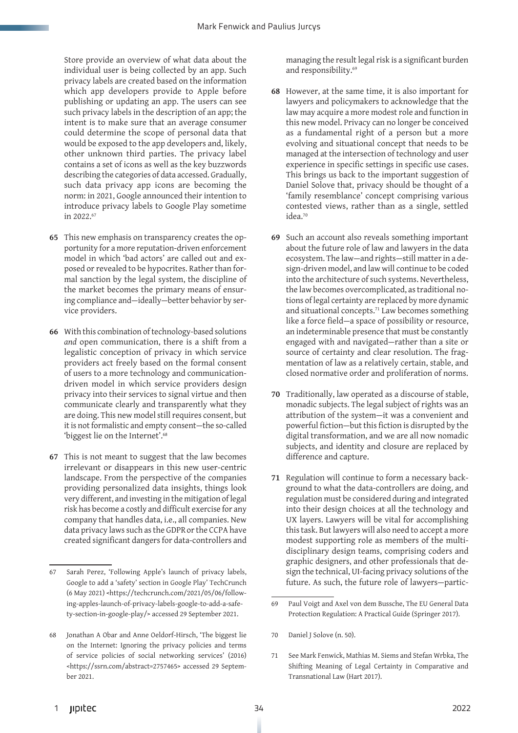Store provide an overview of what data about the individual user is being collected by an app. Such privacy labels are created based on the information which app developers provide to Apple before publishing or updating an app. The users can see such privacy labels in the description of an app; the intent is to make sure that an average consumer could determine the scope of personal data that would be exposed to the app developers and, likely, other unknown third parties. The privacy label contains a set of icons as well as the key buzzwords describing the categories of data accessed. Gradually, such data privacy app icons are becoming the norm: in 2021, Google announced their intention to introduce privacy labels to Google Play sometime in 2022.[67]

**65** This new emphasis on transparency creates the opportunity for a more reputation-driven enforcement model in which 'bad actors' are called out and exposed or revealed to be hypocrites. Rather than formal sanction by the legal system, the discipline of the market becomes the primary means of ensuring compliance and—ideally—better behavior by service providers.

**66** With this combination of technology-based solutions *and* open communication, there is a shift from a legalistic conception of privacy in which service providers act freely based on the formal consent of users to a more technology and communication-driven model in which service providers design privacy into their services to signal virtue and then communicate clearly and transparently what they are doing. This new model still requires consent, but it is not formalistic and empty consent—the so-called 'biggest lie on the Internet'.[68]

**67** This is not meant to suggest that the law becomes irrelevant or disappears in this new user-centric landscape. From the perspective of the companies providing personalized data insights, things look very different, and investing in the mitigation of legal risk has become a costly and difficult exercise for any company that handles data, i.e., all companies. New data privacy laws such as the GDPR or the CCPA have created significant dangers for data-controllers and managing the result legal risk is a significant burden and responsibility.[69]

**68** However, at the same time, it is also important for lawyers and policymakers to acknowledge that the law may acquire a more modest role and function in this new model. Privacy can no longer be conceived as a fundamental right of a person but a more evolving and situational concept that needs to be managed at the intersection of technology and user experience in specific settings in specific use cases. This brings us back to the important suggestion of Daniel Solove that, privacy should be thought of a 'family resemblance' concept comprising various contested views, rather than as a single, settled idea.[70]

**69** Such an account also reveals something important about the future role of law and lawyers in the data ecosystem. The law—and rights—still matter in a design-driven model, and law will continue to be coded into the architecture of such systems. Nevertheless, the law becomes overcomplicated, as traditional notions of legal certainty are replaced by more dynamic and situational concepts.[71] Law becomes something like a force field—a space of possibility or resource, an indeterminable presence that must be constantly engaged with and navigated—rather than a site or source of certainty and clear resolution. The fragmentation of law as a relatively certain, stable, and closed normative order and proliferation of norms.

**70** Traditionally, law operated as a discourse of stable, monadic subjects. The legal subject of rights was an attribution of the system—it was a convenient and powerful fiction—but this fiction is disrupted by the digital transformation, and we are all now nomadic subjects, and identity and closure are replaced by difference and capture.

**71** Regulation will continue to form a necessary background to what the data-controllers are doing, and regulation must be considered during and integrated into their design choices at all the technology and UX layers. Lawyers will be vital for accomplishing this task. But lawyers will also need to accept a more modest supporting role as members of the multi-disciplinary design teams, comprising coders and graphic designers, and other professionals that design the technical, UI-facing privacy solutions of the future. As such, the future role of lawyers—partic-

---

67 Sarah Perez, 'Following Apple's launch of privacy labels, Google to add a 'safety' section in Google Play' TechCrunch (6 May 2021) <https://techcrunch.com/2021/05/06/following-apples-launch-of-privacy-labels-google-to-add-a-safety-section-in-google-play/> accessed 29 September 2021.

68 Jonathan A Obar and Anne Oeldorf-Hirsch, 'The biggest lie on the Internet: Ignoring the privacy policies and terms of service policies of social networking services' (2016) <https://ssrn.com/abstract=2757465> accessed 29 September 2021.

69 Paul Voigt and Axel von dem Bussche, The EU General Data Protection Regulation: A Practical Guide (Springer 2017).

70 Daniel J Solove (n. 50).

71 See Mark Fenwick, Mathias M. Siems and Stefan Wrbka, The Shifting Meaning of Legal Certainty in Comparative and Transnational Law (Hart 2017).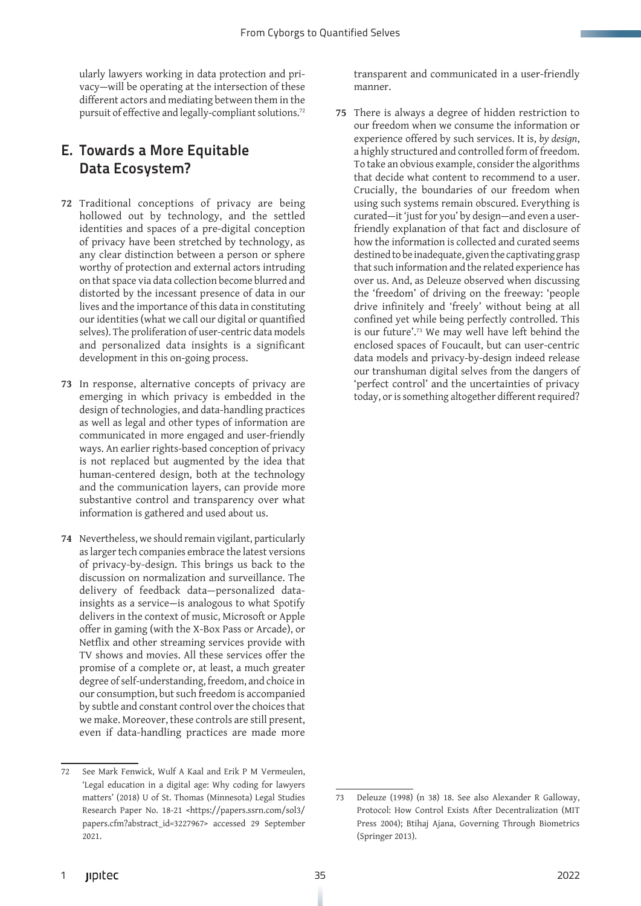ularly lawyers working in data protection and privacy—will be operating at the intersection of these different actors and mediating between them in the pursuit of effective and legally-compliant solutions.[72]

## E. Towards a More Equitable Data Ecosystem?

**72** Traditional conceptions of privacy are being hollowed out by technology, and the settled identities and spaces of a pre-digital conception of privacy have been stretched by technology, as any clear distinction between a person or sphere worthy of protection and external actors intruding on that space via data collection become blurred and distorted by the incessant presence of data in our lives and the importance of this data in constituting our identities (what we call our digital or quantified selves). The proliferation of user-centric data models and personalized data insights is a significant development in this on-going process.

**73** In response, alternative concepts of privacy are emerging in which privacy is embedded in the design of technologies, and data-handling practices as well as legal and other types of information are communicated in more engaged and user-friendly ways. An earlier rights-based conception of privacy is not replaced but augmented by the idea that human-centered design, both at the technology and the communication layers, can provide more substantive control and transparency over what information is gathered and used about us.

**74** Nevertheless, we should remain vigilant, particularly as larger tech companies embrace the latest versions of privacy-by-design. This brings us back to the discussion on normalization and surveillance. The delivery of feedback data—personalized data-insights as a service—is analogous to what Spotify delivers in the context of music, Microsoft or Apple offer in gaming (with the X-Box Pass or Arcade), or Netflix and other streaming services provide with TV shows and movies. All these services offer the promise of a complete or, at least, a much greater degree of self-understanding, freedom, and choice in our consumption, but such freedom is accompanied by subtle and constant control over the choices that we make. Moreover, these controls are still present, even if data-handling practices are made more transparent and communicated in a user-friendly manner.

**75** There is always a degree of hidden restriction to our freedom when we consume the information or experience offered by such services. It is, *by design*, a highly structured and controlled form of freedom. To take an obvious example, consider the algorithms that decide what content to recommend to a user. Crucially, the boundaries of our freedom when using such systems remain obscured. Everything is curated—it 'just for you' by design—and even a user-friendly explanation of that fact and disclosure of how the information is collected and curated seems destined to be inadequate, given the captivating grasp that such information and the related experience has over us. And, as Deleuze observed when discussing the 'freedom' of driving on the freeway: 'people drive infinitely and 'freely' without being at all confined yet while being perfectly controlled. This is our future'.[73] We may well have left behind the enclosed spaces of Foucault, but can user-centric data models and privacy-by-design indeed release our transhuman digital selves from the dangers of 'perfect control' and the uncertainties of privacy today, or is something altogether different required?

---

72 See Mark Fenwick, Wulf A Kaal and Erik P M Vermeulen, 'Legal education in a digital age: Why coding for lawyers matters' (2018) U of St. Thomas (Minnesota) Legal Studies Research Paper No. 18-21 <https://papers.ssrn.com/sol3/papers.cfm?abstract_id=3227967> accessed 29 September 2021.

73 Deleuze (1998) (n 38) 18. See also Alexander R Galloway, Protocol: How Control Exists After Decentralization (MIT Press 2004); Btihaj Ajana, Governing Through Biometrics (Springer 2013).